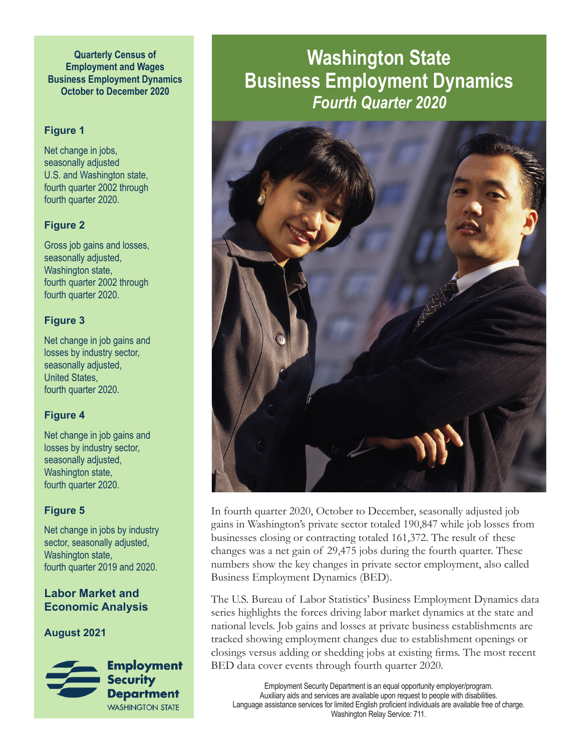# Washington State Business Employment Dynamics

*Fourth Quarter 2020*

**Quarterly Census of Employment and Wages**
**Business Employment Dynamics**
**October to December 2020**

**Figure 1**

Net change in jobs, seasonally adjusted U.S. and Washington state, fourth quarter 2002 through fourth quarter 2020.

**Figure 2**

Gross job gains and losses, seasonally adjusted, Washington state, fourth quarter 2002 through fourth quarter 2020.

**Figure 3**

Net change in job gains and losses by industry sector, seasonally adjusted, United States, fourth quarter 2020.

**Figure 4**

Net change in job gains and losses by industry sector, seasonally adjusted, Washington state, fourth quarter 2020.

**Figure 5**

Net change in jobs by industry sector, seasonally adjusted, Washington state, fourth quarter 2019 and 2020.

**Labor Market and Economic Analysis**

**August 2021**

Employment Security Department
WASHINGTON STATE

In fourth quarter 2020, October to December, seasonally adjusted job gains in Washington's private sector totaled 190,847 while job losses from businesses closing or contracting totaled 161,372. The result of these changes was a net gain of 29,475 jobs during the fourth quarter. These numbers show the key changes in private sector employment, also called Business Employment Dynamics (BED).

The U.S. Bureau of Labor Statistics' Business Employment Dynamics data series highlights the forces driving labor market dynamics at the state and national levels. Job gains and losses at private business establishments are tracked showing employment changes due to establishment openings or closings versus adding or shedding jobs at existing firms. The most recent BED data cover events through fourth quarter 2020.

Employment Security Department is an equal opportunity employer/program.
Auxiliary aids and services are available upon request to people with disabilities.
Language assistance services for limited English proficient individuals are available free of charge.
Washington Relay Service: 711.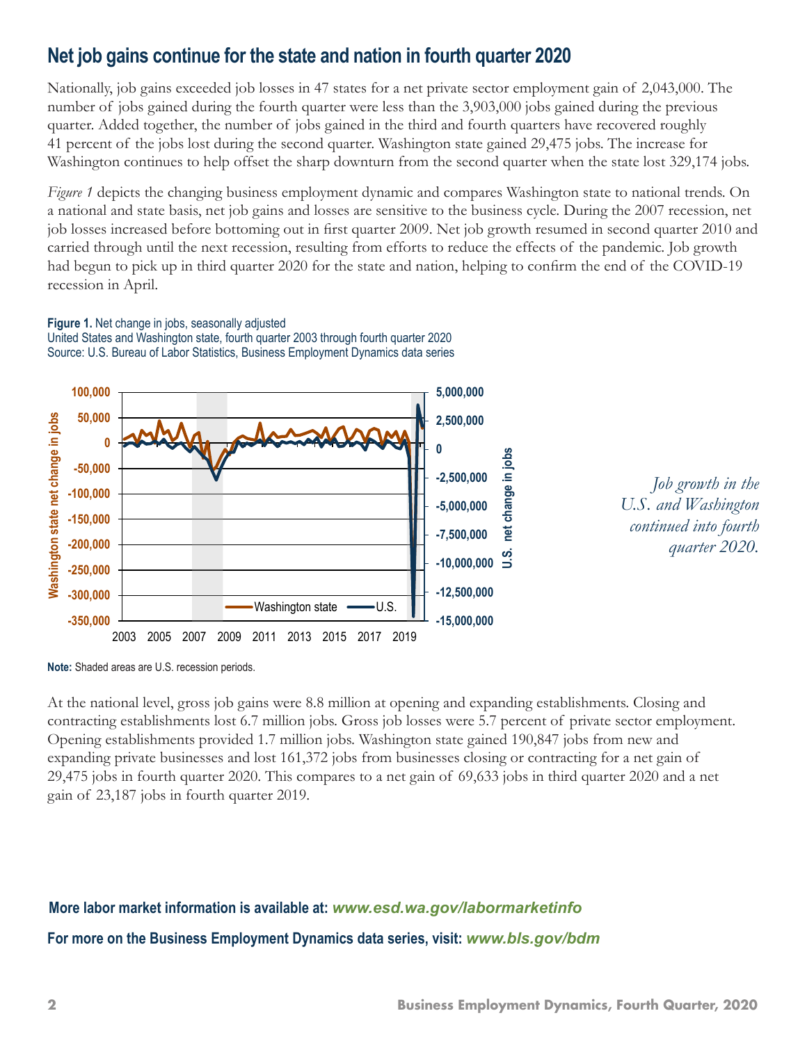## Net job gains continue for the state and nation in fourth quarter 2020

Nationally, job gains exceeded job losses in 47 states for a net private sector employment gain of 2,043,000. The number of jobs gained during the fourth quarter were less than the 3,903,000 jobs gained during the previous quarter. Added together, the number of jobs gained in the third and fourth quarters have recovered roughly 41 percent of the jobs lost during the second quarter. Washington state gained 29,475 jobs. The increase for Washington continues to help offset the sharp downturn from the second quarter when the state lost 329,174 jobs.

*Figure 1* depicts the changing business employment dynamic and compares Washington state to national trends. On a national and state basis, net job gains and losses are sensitive to the business cycle. During the 2007 recession, net job losses increased before bottoming out in first quarter 2009. Net job growth resumed in second quarter 2010 and carried through until the next recession, resulting from efforts to reduce the effects of the pandemic. Job growth had begun to pick up in third quarter 2020 for the state and nation, helping to confirm the end of the COVID-19 recession in April.

**Figure 1.** Net change in jobs, seasonally adjusted
United States and Washington state, fourth quarter 2003 through fourth quarter 2020
Source: U.S. Bureau of Labor Statistics, Business Employment Dynamics data series

**Note:** Shaded areas are U.S. recession periods.

*Job growth in the U.S. and Washington continued into fourth quarter 2020.*

At the national level, gross job gains were 8.8 million at opening and expanding establishments. Closing and contracting establishments lost 6.7 million jobs. Gross job losses were 5.7 percent of private sector employment. Opening establishments provided 1.7 million jobs. Washington state gained 190,847 jobs from new and expanding private businesses and lost 161,372 jobs from businesses closing or contracting for a net gain of 29,475 jobs in fourth quarter 2020. This compares to a net gain of 69,633 jobs in third quarter 2020 and a net gain of 23,187 jobs in fourth quarter 2019.

**More labor market information is available at:** ***www.esd.wa.gov/labormarketinfo***

**For more on the Business Employment Dynamics data series, visit:** ***www.bls.gov/bdm***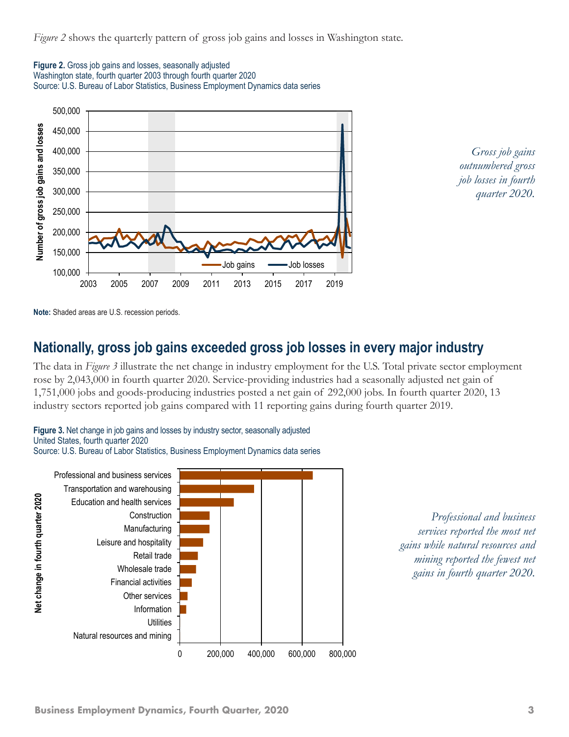*Figure 2* shows the quarterly pattern of gross job gains and losses in Washington state.

**Figure 2.** Gross job gains and losses, seasonally adjusted
Washington state, fourth quarter 2003 through fourth quarter 2020
Source: U.S. Bureau of Labor Statistics, Business Employment Dynamics data series

**Note:** Shaded areas are U.S. recession periods.

*Gross job gains outnumbered gross job losses in fourth quarter 2020.*

## Nationally, gross job gains exceeded gross job losses in every major industry

The data in *Figure 3* illustrate the net change in industry employment for the U.S. Total private sector employment rose by 2,043,000 in fourth quarter 2020. Service-providing industries had a seasonally adjusted net gain of 1,751,000 jobs and goods-producing industries posted a net gain of 292,000 jobs. In fourth quarter 2020, 13 industry sectors reported job gains compared with 11 reporting gains during fourth quarter 2019.

**Figure 3.** Net change in job gains and losses by industry sector, seasonally adjusted
United States, fourth quarter 2020
Source: U.S. Bureau of Labor Statistics, Business Employment Dynamics data series

*Professional and business services reported the most net gains while natural resources and mining reported the fewest net gains in fourth quarter 2020.*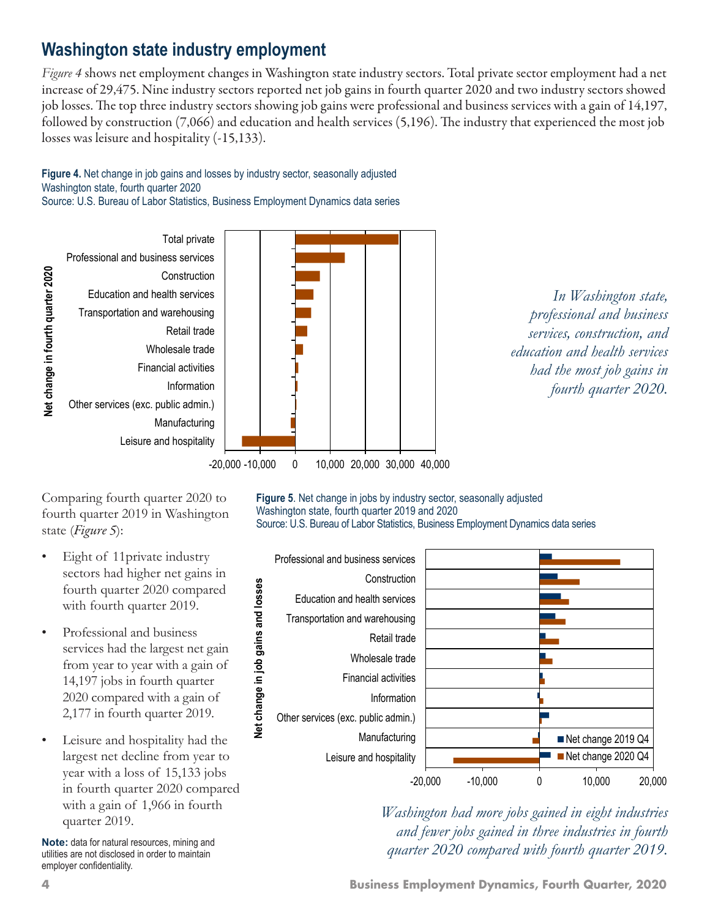## Washington state industry employment

*Figure 4* shows net employment changes in Washington state industry sectors. Total private sector employment had a net increase of 29,475. Nine industry sectors reported net job gains in fourth quarter 2020 and two industry sectors showed job losses. The top three industry sectors showing job gains were professional and business services with a gain of 14,197, followed by construction (7,066) and education and health services (5,196). The industry that experienced the most job losses was leisure and hospitality (-15,133).

**Figure 4.** Net change in job gains and losses by industry sector, seasonally adjusted
Washington state, fourth quarter 2020
Source: U.S. Bureau of Labor Statistics, Business Employment Dynamics data series

*In Washington state, professional and business services, construction, and education and health services had the most job gains in fourth quarter 2020.*

Comparing fourth quarter 2020 to fourth quarter 2019 in Washington state (*Figure 5*):

- Eight of 11private industry sectors had higher net gains in fourth quarter 2020 compared with fourth quarter 2019.
- Professional and business services had the largest net gain from year to year with a gain of 14,197 jobs in fourth quarter 2020 compared with a gain of 2,177 in fourth quarter 2019.
- Leisure and hospitality had the largest net decline from year to year with a loss of 15,133 jobs in fourth quarter 2020 compared with a gain of 1,966 in fourth quarter 2019.

**Note:** data for natural resources, mining and utilities are not disclosed in order to maintain employer confidentiality.

**Figure 5**. Net change in jobs by industry sector, seasonally adjusted
Washington state, fourth quarter 2019 and 2020
Source: U.S. Bureau of Labor Statistics, Business Employment Dynamics data series

*Washington had more jobs gained in eight industries and fewer jobs gained in three industries in fourth quarter 2020 compared with fourth quarter 2019.*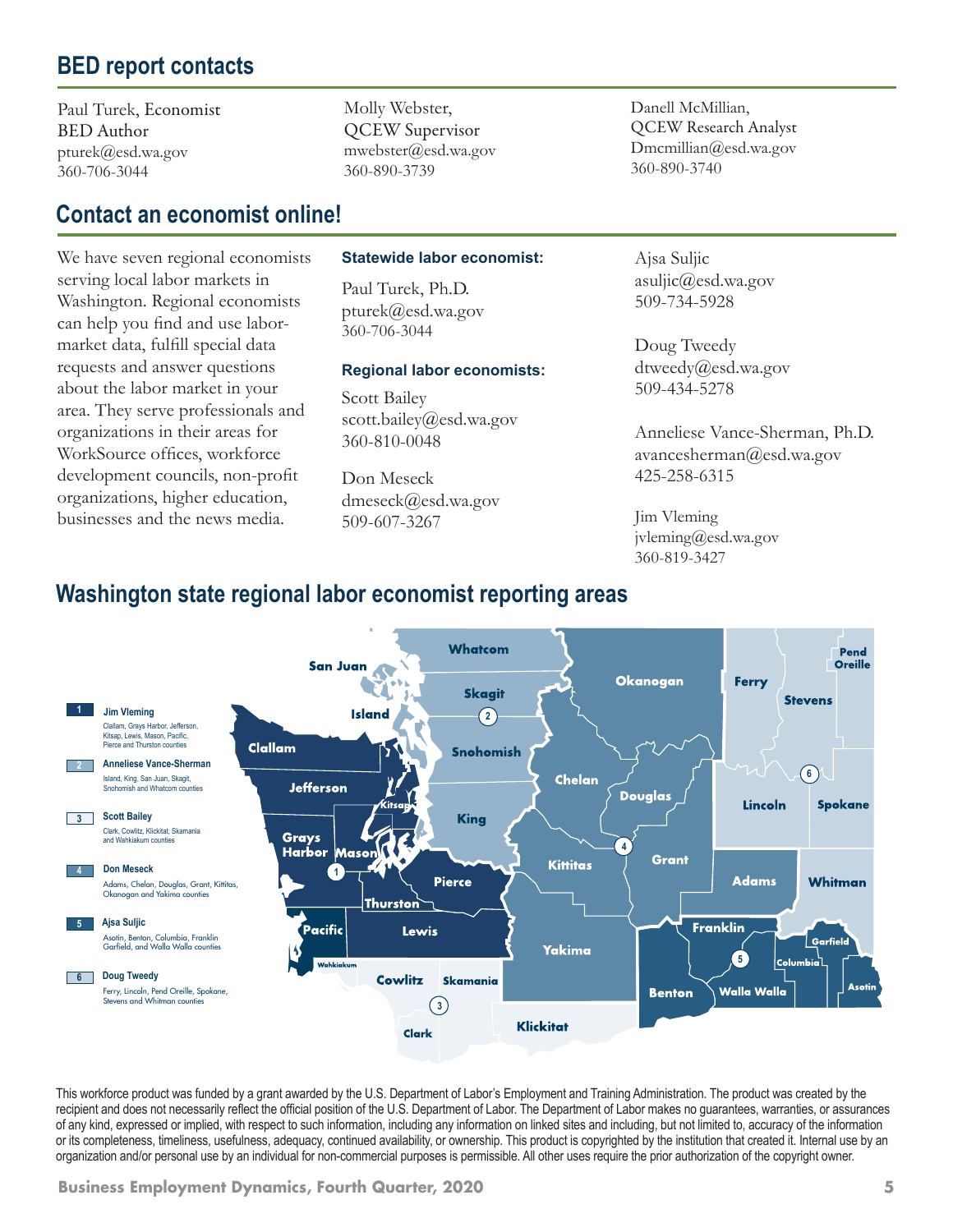## BED report contacts

Paul Turek, Economist
BED Author
pturek@esd.wa.gov
360-706-3044

Molly Webster,
QCEW Supervisor
mwebster@esd.wa.gov
360-890-3739

Danell McMillian,
QCEW Research Analyst
Dmcmillian@esd.wa.gov
360-890-3740

## Contact an economist online!

We have seven regional economists serving local labor markets in Washington. Regional economists can help you find and use labor-market data, fulfill special data requests and answer questions about the labor market in your area. They serve professionals and organizations in their areas for WorkSource offices, workforce development councils, non-profit organizations, higher education, businesses and the news media.

**Statewide labor economist:**

Paul Turek, Ph.D.
pturek@esd.wa.gov
360-706-3044

**Regional labor economists:**

Scott Bailey
scott.bailey@esd.wa.gov
360-810-0048

Don Meseck
dmeseck@esd.wa.gov
509-607-3267

Ajsa Suljic
asuljic@esd.wa.gov
509-734-5928

Doug Tweedy
dtweedy@esd.wa.gov
509-434-5278

Anneliese Vance-Sherman, Ph.D.
avancesherman@esd.wa.gov
425-258-6315

Jim Vleming
jvleming@esd.wa.gov
360-819-3427

## Washington state regional labor economist reporting areas

1 **Jim Vleming**
Clallam, Grays Harbor, Jefferson, Kitsap, Lewis, Mason, Pacific, Pierce and Thurston counties

2 **Anneliese Vance-Sherman**
Island, King, San Juan, Skagit, Snohomish and Whatcom counties

3 **Scott Bailey**
Clark, Cowlitz, Klickitat, Skamania and Wahkiakum counties

4 **Don Meseck**
Adams, Chelan, Douglas, Grant, Kittitas, Okanogan and Yakima counties

5 **Ajsa Suljic**
Asotin, Benton, Columbia, Franklin Garfield, and Walla Walla counties

6 **Doug Tweedy**
Ferry, Lincoln, Pend Oreille, Spokane, Stevens and Whitman counties

Whatcom, San Juan, Skagit, Island, Snohomish, Okanogan, Ferry, Stevens, Pend Oreille, Clallam, Jefferson, Kitsap, King, Chelan, Douglas, Lincoln, Spokane, Grays Harbor, Mason, Kittitas, Grant, Adams, Whitman, Pierce, Thurston, Pacific, Lewis, Yakima, Franklin, Garfield, Columbia, Asotin, Wahkiakum, Cowlitz, Skamania, Benton, Walla Walla, Clark, Klickitat

This workforce product was funded by a grant awarded by the U.S. Department of Labor's Employment and Training Administration. The product was created by the recipient and does not necessarily reflect the official position of the U.S. Department of Labor. The Department of Labor makes no guarantees, warranties, or assurances of any kind, expressed or implied, with respect to such information, including any information on linked sites and including, but not limited to, accuracy of the information or its completeness, timeliness, usefulness, adequacy, continued availability, or ownership. This product is copyrighted by the institution that created it. Internal use by an organization and/or personal use by an individual for non-commercial purposes is permissible. All other uses require the prior authorization of the copyright owner.